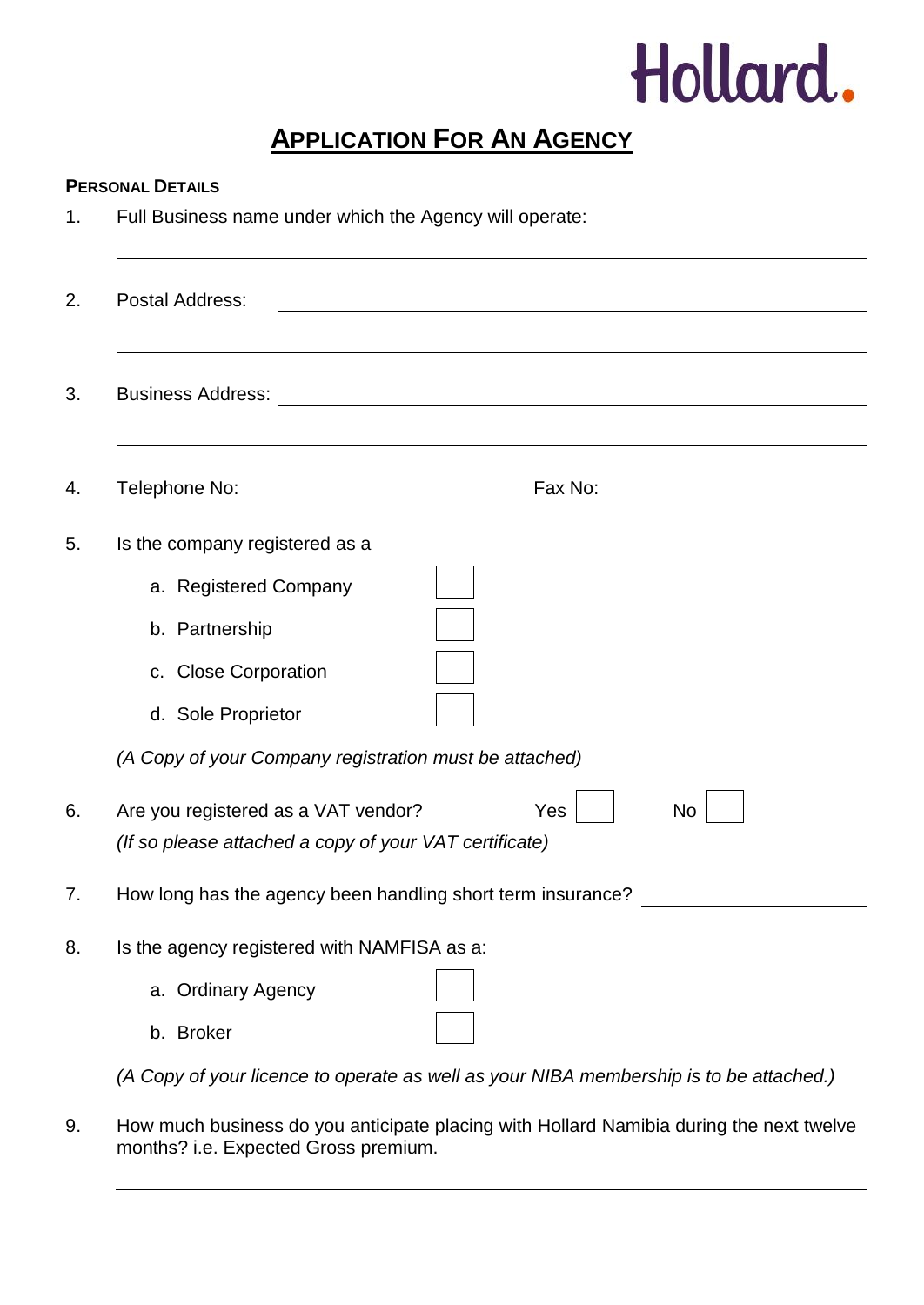Hollard.

# APPLICATION FOR AN AGENCY

**PERSONAL DETAILS**

1. Full Business name under which the Agency will operate:

   \_\_\_\_\_\_\_\_\_\_\_\_\_\_\_\_\_\_\_\_\_\_\_\_\_\_\_\_\_\_\_\_\_\_\_\_\_\_\_\_\_\_\_\_\_\_\_\_

2. Postal Address: \_\_\_\_\_\_\_\_\_\_\_\_\_\_\_\_\_\_\_\_\_\_\_\_\_\_\_\_\_\_\_\_\_\_\_\_\_\_

   \_\_\_\_\_\_\_\_\_\_\_\_\_\_\_\_\_\_\_\_\_\_\_\_\_\_\_\_\_\_\_\_\_\_\_\_\_\_\_\_\_\_\_\_\_\_\_\_

3. Business Address: \_\_\_\_\_\_\_\_\_\_\_\_\_\_\_\_\_\_\_\_\_\_\_\_\_\_\_\_\_\_\_\_\_\_\_\_\_\_

   \_\_\_\_\_\_\_\_\_\_\_\_\_\_\_\_\_\_\_\_\_\_\_\_\_\_\_\_\_\_\_\_\_\_\_\_\_\_\_\_\_\_\_\_\_\_\_\_

4. Telephone No: \_\_\_\_\_\_\_\_\_\_\_\_\_\_\_\_\_\_ Fax No: \_\_\_\_\_\_\_\_\_\_\_\_\_\_\_\_\_\_

5. Is the company registered as a

   a. Registered Company ☐
   
   b. Partnership ☐
   
   c. Close Corporation ☐
   
   d. Sole Proprietor ☐

   *(A Copy of your Company registration must be attached)*

6. Are you registered as a VAT vendor? Yes ☐ No ☐

   *(If so please attached a copy of your VAT certificate)*

7. How long has the agency been handling short term insurance? \_\_\_\_\_\_\_\_\_\_\_\_\_\_\_\_\_\_

8. Is the agency registered with NAMFISA as a:

   a. Ordinary Agency ☐
   
   b. Broker ☐

   *(A Copy of your licence to operate as well as your NIBA membership is to be attached.)*

9. How much business do you anticipate placing with Hollard Namibia during the next twelve months? i.e. Expected Gross premium.

   \_\_\_\_\_\_\_\_\_\_\_\_\_\_\_\_\_\_\_\_\_\_\_\_\_\_\_\_\_\_\_\_\_\_\_\_\_\_\_\_\_\_\_\_\_\_\_\_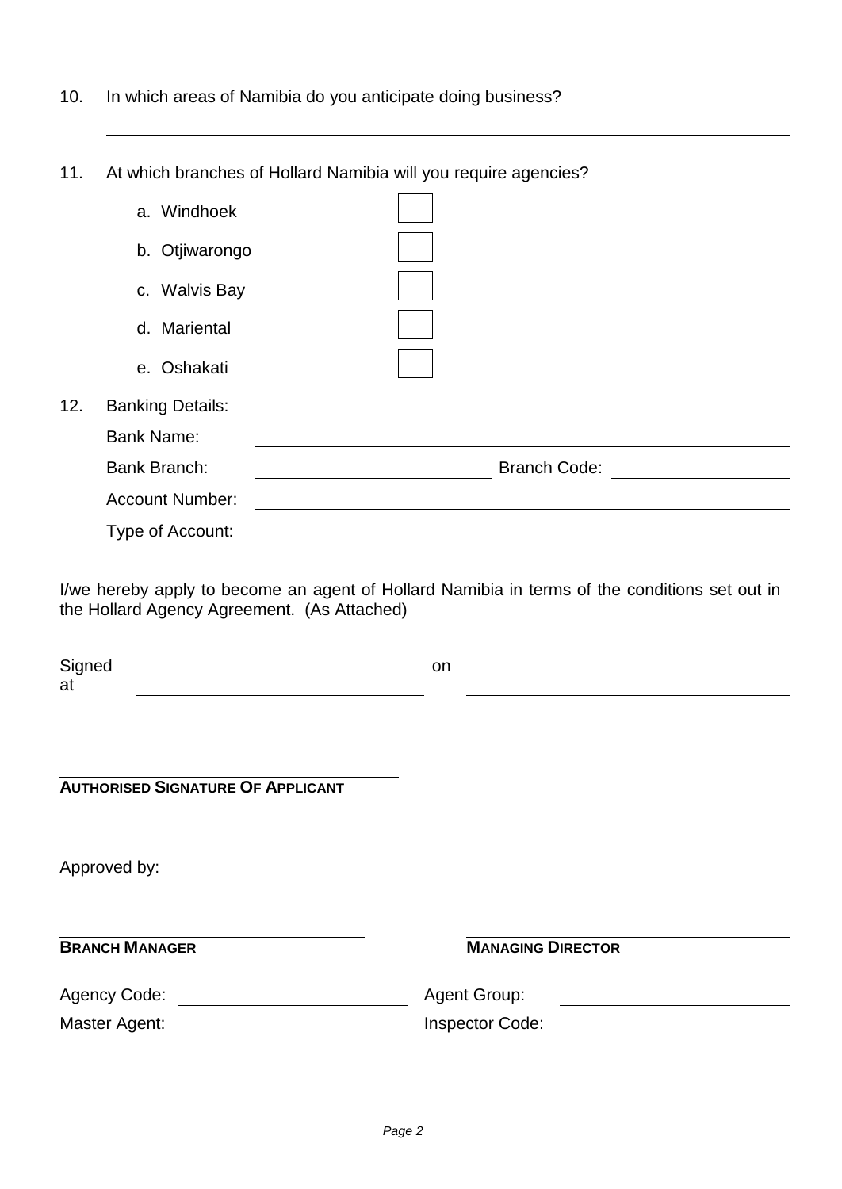10. In which areas of Namibia do you anticipate doing business?

\_\_\_\_\_\_\_\_\_\_\_\_\_\_\_\_\_\_\_\_\_\_\_\_\_\_\_\_\_\_\_\_\_\_\_\_\_\_\_\_\_\_\_\_\_\_\_\_\_\_\_\_\_\_\_\_\_\_\_\_

11. At which branches of Hollard Namibia will you require agencies?

    a. Windhoek ☐
    b. Otjiwarongo ☐
    c. Walvis Bay ☐
    d. Mariental ☐
    e. Oshakati ☐

12. Banking Details:

    Bank Name: \_\_\_\_\_\_\_\_\_\_\_\_\_\_\_\_\_\_\_\_\_\_\_\_\_\_\_\_\_\_

    Bank Branch: \_\_\_\_\_\_\_\_\_\_\_\_\_\_\_\_\_\_\_\_ Branch Code: \_\_\_\_\_\_\_\_\_\_\_\_\_\_\_\_

    Account Number: \_\_\_\_\_\_\_\_\_\_\_\_\_\_\_\_\_\_\_\_\_\_\_\_\_\_\_\_\_\_

    Type of Account: \_\_\_\_\_\_\_\_\_\_\_\_\_\_\_\_\_\_\_\_\_\_\_\_\_\_\_\_\_\_

I/we hereby apply to become an agent of Hollard Namibia in terms of the conditions set out in the Hollard Agency Agreement. (As Attached)

Signed at \_\_\_\_\_\_\_\_\_\_\_\_\_\_\_\_\_\_\_\_\_\_\_\_ on \_\_\_\_\_\_\_\_\_\_\_\_\_\_\_\_\_\_\_\_\_\_\_\_

\_\_\_\_\_\_\_\_\_\_\_\_\_\_\_\_\_\_\_\_\_\_\_\_\_\_\_\_\_\_

**AUTHORISED SIGNATURE OF APPLICANT**

Approved by:

\_\_\_\_\_\_\_\_\_\_\_\_\_\_\_\_\_\_\_\_\_\_\_\_ \_\_\_\_\_\_\_\_\_\_\_\_\_\_\_\_\_\_\_\_\_\_\_\_

**BRANCH MANAGER** **MANAGING DIRECTOR**

Agency Code: \_\_\_\_\_\_\_\_\_\_\_\_\_\_\_\_\_\_\_\_ Agent Group: \_\_\_\_\_\_\_\_\_\_\_\_\_\_\_\_\_\_\_\_

Master Agent: \_\_\_\_\_\_\_\_\_\_\_\_\_\_\_\_\_\_\_\_ Inspector Code: \_\_\_\_\_\_\_\_\_\_\_\_\_\_\_\_\_\_\_\_